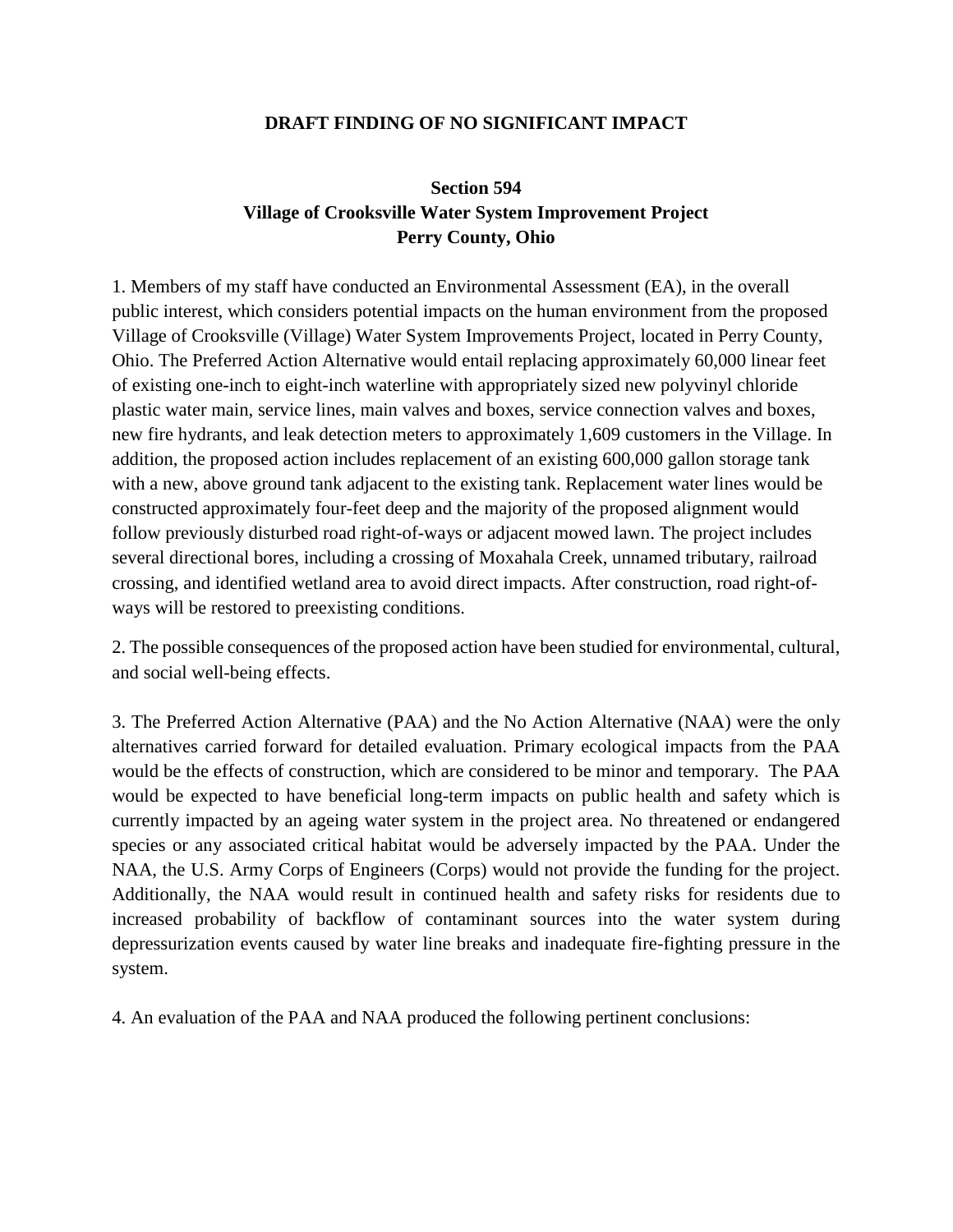# DRAFT FINDING OF NO SIGNIFICANT IMPACT

## Section 594
## Village of Crooksville Water System Improvement Project
## Perry County, Ohio

1. Members of my staff have conducted an Environmental Assessment (EA), in the overall public interest, which considers potential impacts on the human environment from the proposed Village of Crooksville (Village) Water System Improvements Project, located in Perry County, Ohio. The Preferred Action Alternative would entail replacing approximately 60,000 linear feet of existing one-inch to eight-inch waterline with appropriately sized new polyvinyl chloride plastic water main, service lines, main valves and boxes, service connection valves and boxes, new fire hydrants, and leak detection meters to approximately 1,609 customers in the Village. In addition, the proposed action includes replacement of an existing 600,000 gallon storage tank with a new, above ground tank adjacent to the existing tank. Replacement water lines would be constructed approximately four-feet deep and the majority of the proposed alignment would follow previously disturbed road right-of-ways or adjacent mowed lawn. The project includes several directional bores, including a crossing of Moxahala Creek, unnamed tributary, railroad crossing, and identified wetland area to avoid direct impacts. After construction, road right-of-ways will be restored to preexisting conditions.

2. The possible consequences of the proposed action have been studied for environmental, cultural, and social well-being effects.

3. The Preferred Action Alternative (PAA) and the No Action Alternative (NAA) were the only alternatives carried forward for detailed evaluation. Primary ecological impacts from the PAA would be the effects of construction, which are considered to be minor and temporary. The PAA would be expected to have beneficial long-term impacts on public health and safety which is currently impacted by an ageing water system in the project area. No threatened or endangered species or any associated critical habitat would be adversely impacted by the PAA. Under the NAA, the U.S. Army Corps of Engineers (Corps) would not provide the funding for the project. Additionally, the NAA would result in continued health and safety risks for residents due to increased probability of backflow of contaminant sources into the water system during depressurization events caused by water line breaks and inadequate fire-fighting pressure in the system.

4. An evaluation of the PAA and NAA produced the following pertinent conclusions: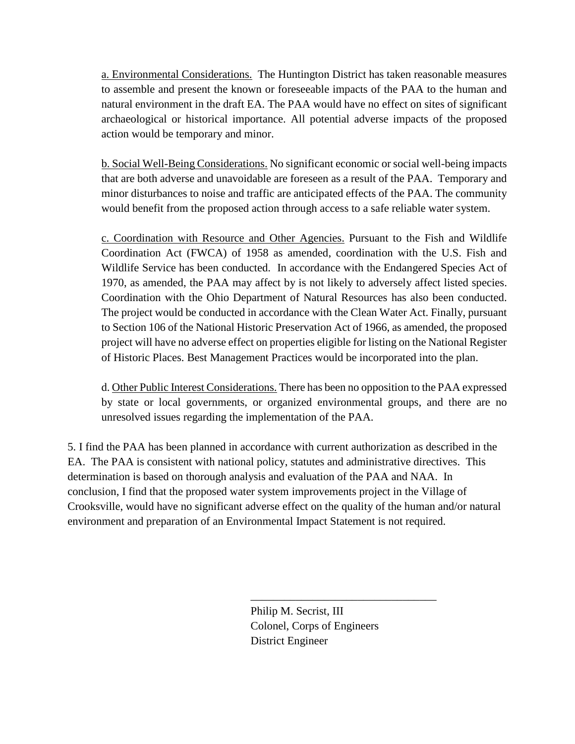a. Environmental Considerations. The Huntington District has taken reasonable measures to assemble and present the known or foreseeable impacts of the PAA to the human and natural environment in the draft EA. The PAA would have no effect on sites of significant archaeological or historical importance. All potential adverse impacts of the proposed action would be temporary and minor.

b. Social Well-Being Considerations. No significant economic or social well-being impacts that are both adverse and unavoidable are foreseen as a result of the PAA. Temporary and minor disturbances to noise and traffic are anticipated effects of the PAA. The community would benefit from the proposed action through access to a safe reliable water system.

c. Coordination with Resource and Other Agencies. Pursuant to the Fish and Wildlife Coordination Act (FWCA) of 1958 as amended, coordination with the U.S. Fish and Wildlife Service has been conducted. In accordance with the Endangered Species Act of 1970, as amended, the PAA may affect by is not likely to adversely affect listed species. Coordination with the Ohio Department of Natural Resources has also been conducted. The project would be conducted in accordance with the Clean Water Act. Finally, pursuant to Section 106 of the National Historic Preservation Act of 1966, as amended, the proposed project will have no adverse effect on properties eligible for listing on the National Register of Historic Places. Best Management Practices would be incorporated into the plan.

d. Other Public Interest Considerations. There has been no opposition to the PAA expressed by state or local governments, or organized environmental groups, and there are no unresolved issues regarding the implementation of the PAA.

5. I find the PAA has been planned in accordance with current authorization as described in the EA. The PAA is consistent with national policy, statutes and administrative directives. This determination is based on thorough analysis and evaluation of the PAA and NAA. In conclusion, I find that the proposed water system improvements project in the Village of Crooksville, would have no significant adverse effect on the quality of the human and/or natural environment and preparation of an Environmental Impact Statement is not required.

\_\_\_\_\_\_\_\_\_\_\_\_\_\_\_\_\_\_\_\_\_\_\_\_\_\_\_\_\_\_\_\_\_\_

Philip M. Secrist, III
Colonel, Corps of Engineers
District Engineer